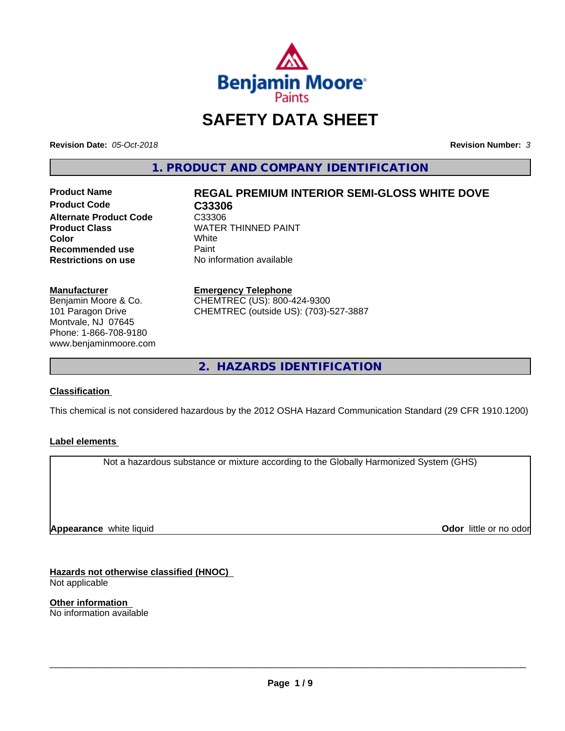# SAFETY DATA SHEET

**Revision Date:** *05-Oct-2018* **Revision Number:** *3*

## 1. PRODUCT AND COMPANY IDENTIFICATION

| | |
|---|---|
| **Product Name** | **REGAL PREMIUM INTERIOR SEMI-GLOSS WHITE DOVE** |
| **Product Code** | **C33306** |
| **Alternate Product Code** | C33306 |
| **Product Class** | WATER THINNED PAINT |
| **Color** | White |
| **Recommended use** | Paint |
| **Restrictions on use** | No information available |

**Manufacturer**
Benjamin Moore & Co.
101 Paragon Drive
Montvale, NJ 07645
Phone: 1-866-708-9180
www.benjaminmoore.com

**Emergency Telephone**
CHEMTREC (US): 800-424-9300
CHEMTREC (outside US): (703)-527-3887

## 2. HAZARDS IDENTIFICATION

**Classification**

This chemical is not considered hazardous by the 2012 OSHA Hazard Communication Standard (29 CFR 1910.1200)

**Label elements**

Not a hazardous substance or mixture according to the Globally Harmonized System (GHS)

**Appearance** white liquid **Odor** little or no odor

**Hazards not otherwise classified (HNOC)**
Not applicable

**Other information**
No information available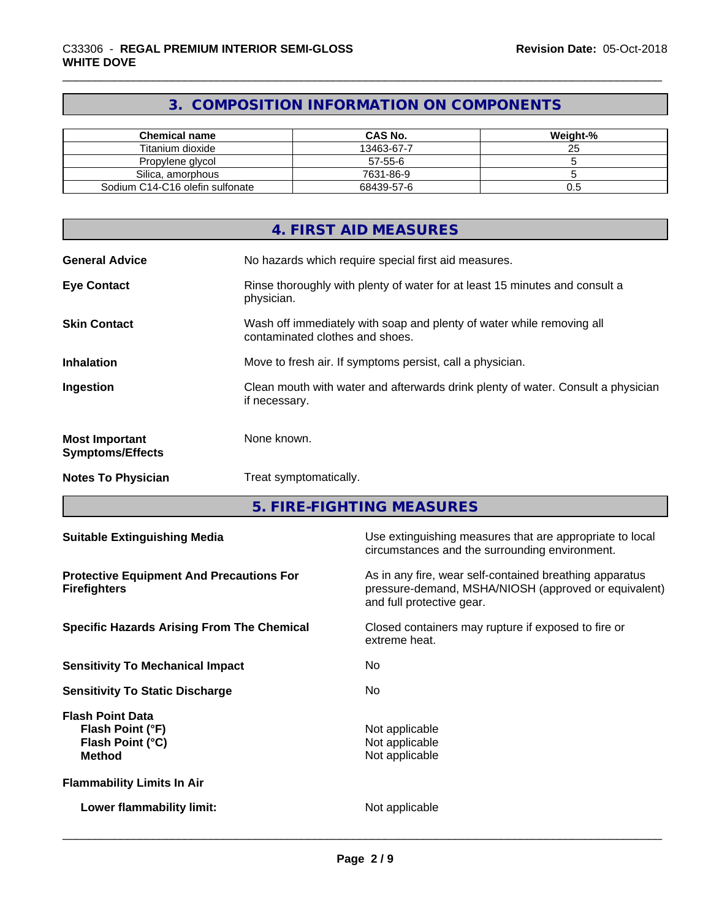## 3. COMPOSITION INFORMATION ON COMPONENTS

| Chemical name | CAS No. | Weight-% |
|---|---|---|
| Titanium dioxide | 13463-67-7 | 25 |
| Propylene glycol | 57-55-6 | 5 |
| Silica, amorphous | 7631-86-9 | 5 |
| Sodium C14-C16 olefin sulfonate | 68439-57-6 | 0.5 |

## 4. FIRST AID MEASURES

**General Advice**
No hazards which require special first aid measures.

**Eye Contact**
Rinse thoroughly with plenty of water for at least 15 minutes and consult a physician.

**Skin Contact**
Wash off immediately with soap and plenty of water while removing all contaminated clothes and shoes.

**Inhalation**
Move to fresh air. If symptoms persist, call a physician.

**Ingestion**
Clean mouth with water and afterwards drink plenty of water. Consult a physician if necessary.

**Most Important Symptoms/Effects**
None known.

**Notes To Physician**
Treat symptomatically.

## 5. FIRE-FIGHTING MEASURES

**Suitable Extinguishing Media**
Use extinguishing measures that are appropriate to local circumstances and the surrounding environment.

**Protective Equipment And Precautions For Firefighters**
As in any fire, wear self-contained breathing apparatus pressure-demand, MSHA/NIOSH (approved or equivalent) and full protective gear.

**Specific Hazards Arising From The Chemical**
Closed containers may rupture if exposed to fire or extreme heat.

**Sensitivity To Mechanical Impact**
No

**Sensitivity To Static Discharge**
No

**Flash Point Data**
- **Flash Point (°F)**: Not applicable
- **Flash Point (°C)**: Not applicable
- **Method**: Not applicable

**Flammability Limits In Air**

- **Lower flammability limit:** Not applicable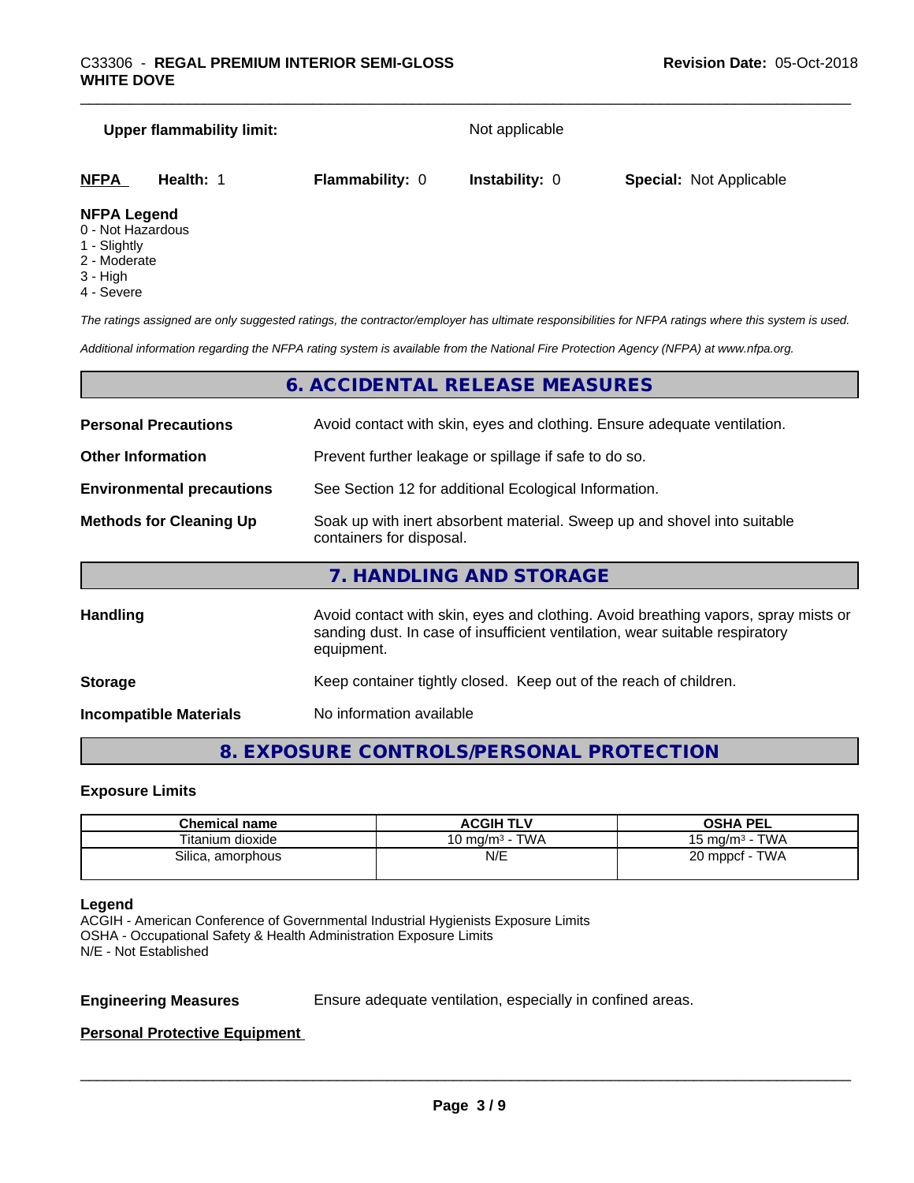**Upper flammability limit:** Not applicable

| **NFPA** | **Health:** 1 | **Flammability:** 0 | **Instability:** 0 | **Special:** Not Applicable |
|---|---|---|---|---|

**NFPA Legend**
0 - Not Hazardous
1 - Slightly
2 - Moderate
3 - High
4 - Severe

*The ratings assigned are only suggested ratings, the contractor/employer has ultimate responsibilities for NFPA ratings where this system is used.*

*Additional information regarding the NFPA rating system is available from the National Fire Protection Agency (NFPA) at www.nfpa.org.*

## 6. ACCIDENTAL RELEASE MEASURES

**Personal Precautions** Avoid contact with skin, eyes and clothing. Ensure adequate ventilation.

**Other Information** Prevent further leakage or spillage if safe to do so.

**Environmental precautions** See Section 12 for additional Ecological Information.

**Methods for Cleaning Up** Soak up with inert absorbent material. Sweep up and shovel into suitable containers for disposal.

## 7. HANDLING AND STORAGE

**Handling** Avoid contact with skin, eyes and clothing. Avoid breathing vapors, spray mists or sanding dust. In case of insufficient ventilation, wear suitable respiratory equipment.

**Storage** Keep container tightly closed. Keep out of the reach of children.

**Incompatible Materials** No information available

## 8. EXPOSURE CONTROLS/PERSONAL PROTECTION

**Exposure Limits**

| Chemical name | ACGIH TLV | OSHA PEL |
|---|---|---|
| Titanium dioxide | 10 mg/m³ - TWA | 15 mg/m³ - TWA |
| Silica, amorphous | N/E | 20 mppcf - TWA |

**Legend**
ACGIH - American Conference of Governmental Industrial Hygienists Exposure Limits
OSHA - Occupational Safety & Health Administration Exposure Limits
N/E - Not Established

**Engineering Measures** Ensure adequate ventilation, especially in confined areas.

**Personal Protective Equipment**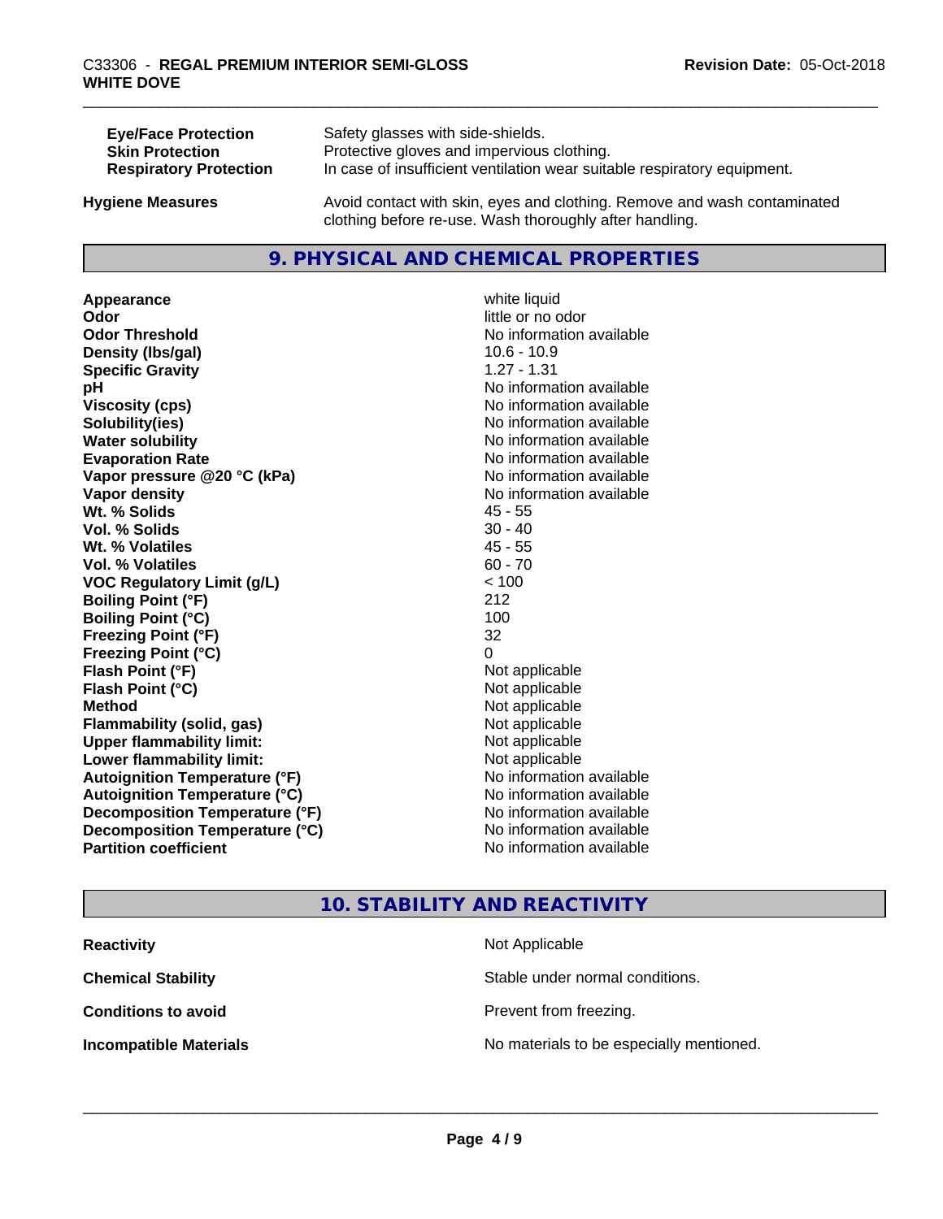| | |
|---|---|
| **Eye/Face Protection** | Safety glasses with side-shields. |
| **Skin Protection** | Protective gloves and impervious clothing. |
| **Respiratory Protection** | In case of insufficient ventilation wear suitable respiratory equipment. |

**Hygiene Measures** Avoid contact with skin, eyes and clothing. Remove and wash contaminated clothing before re-use. Wash thoroughly after handling.

## 9. PHYSICAL AND CHEMICAL PROPERTIES

| | |
|---|---|
| **Appearance** | white liquid |
| **Odor** | little or no odor |
| **Odor Threshold** | No information available |
| **Density (lbs/gal)** | 10.6 - 10.9 |
| **Specific Gravity** | 1.27 - 1.31 |
| **pH** | No information available |
| **Viscosity (cps)** | No information available |
| **Solubility(ies)** | No information available |
| **Water solubility** | No information available |
| **Evaporation Rate** | No information available |
| **Vapor pressure @20 °C (kPa)** | No information available |
| **Vapor density** | No information available |
| **Wt. % Solids** | 45 - 55 |
| **Vol. % Solids** | 30 - 40 |
| **Wt. % Volatiles** | 45 - 55 |
| **Vol. % Volatiles** | 60 - 70 |
| **VOC Regulatory Limit (g/L)** | < 100 |
| **Boiling Point (°F)** | 212 |
| **Boiling Point (°C)** | 100 |
| **Freezing Point (°F)** | 32 |
| **Freezing Point (°C)** | 0 |
| **Flash Point (°F)** | Not applicable |
| **Flash Point (°C)** | Not applicable |
| **Method** | Not applicable |
| **Flammability (solid, gas)** | Not applicable |
| **Upper flammability limit:** | Not applicable |
| **Lower flammability limit:** | Not applicable |
| **Autoignition Temperature (°F)** | No information available |
| **Autoignition Temperature (°C)** | No information available |
| **Decomposition Temperature (°F)** | No information available |
| **Decomposition Temperature (°C)** | No information available |
| **Partition coefficient** | No information available |

## 10. STABILITY AND REACTIVITY

| | |
|---|---|
| **Reactivity** | Not Applicable |
| **Chemical Stability** | Stable under normal conditions. |
| **Conditions to avoid** | Prevent from freezing. |
| **Incompatible Materials** | No materials to be especially mentioned. |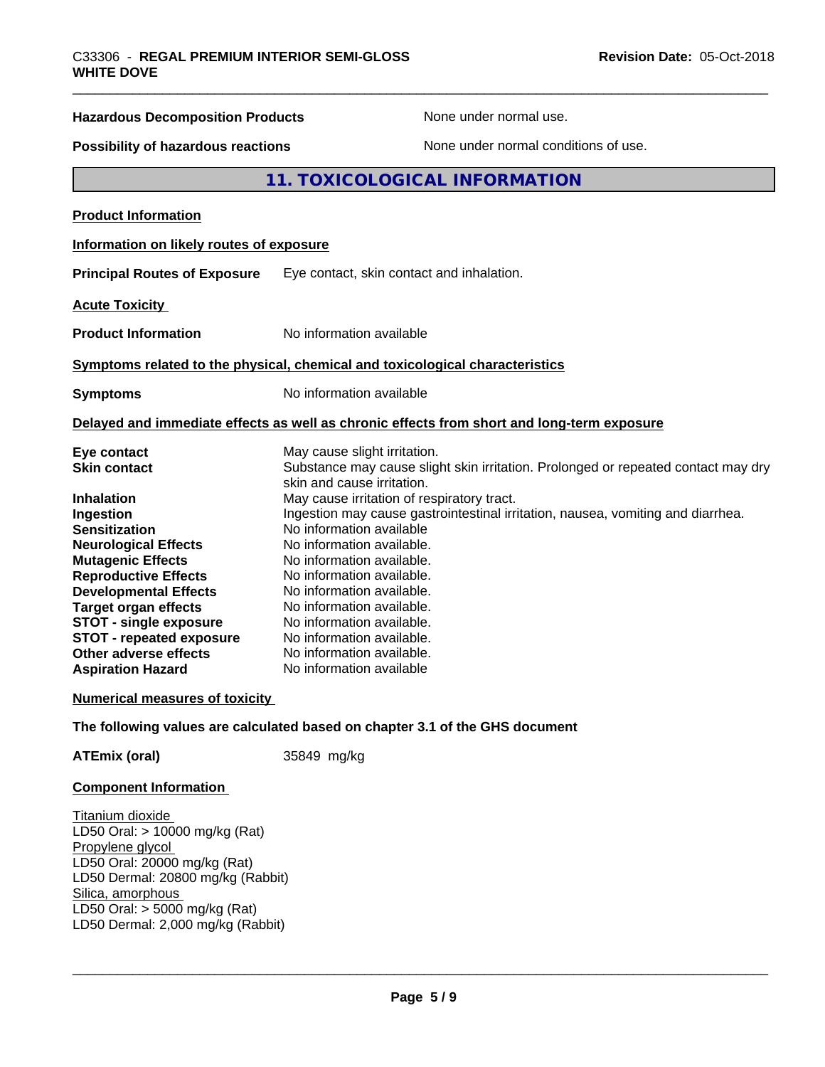**Hazardous Decomposition Products** None under normal use.

**Possibility of hazardous reactions** None under normal conditions of use.

## 11. TOXICOLOGICAL INFORMATION

**Product Information**

**Information on likely routes of exposure**

**Principal Routes of Exposure** Eye contact, skin contact and inhalation.

**Acute Toxicity**

**Product Information** No information available

**Symptoms related to the physical, chemical and toxicological characteristics**

**Symptoms** No information available

**Delayed and immediate effects as well as chronic effects from short and long-term exposure**

| | |
|---|---|
| **Eye contact** | May cause slight irritation. |
| **Skin contact** | Substance may cause slight skin irritation. Prolonged or repeated contact may dry skin and cause irritation. |
| **Inhalation** | May cause irritation of respiratory tract. |
| **Ingestion** | Ingestion may cause gastrointestinal irritation, nausea, vomiting and diarrhea. |
| **Sensitization** | No information available |
| **Neurological Effects** | No information available. |
| **Mutagenic Effects** | No information available. |
| **Reproductive Effects** | No information available. |
| **Developmental Effects** | No information available. |
| **Target organ effects** | No information available. |
| **STOT - single exposure** | No information available. |
| **STOT - repeated exposure** | No information available. |
| **Other adverse effects** | No information available. |
| **Aspiration Hazard** | No information available |

**Numerical measures of toxicity**

**The following values are calculated based on chapter 3.1 of the GHS document**

**ATEmix (oral)** 35849 mg/kg

**Component Information**

Titanium dioxide
LD50 Oral: > 10000 mg/kg (Rat)
Propylene glycol
LD50 Oral: 20000 mg/kg (Rat)
LD50 Dermal: 20800 mg/kg (Rabbit)
Silica, amorphous
LD50 Oral: > 5000 mg/kg (Rat)
LD50 Dermal: 2,000 mg/kg (Rabbit)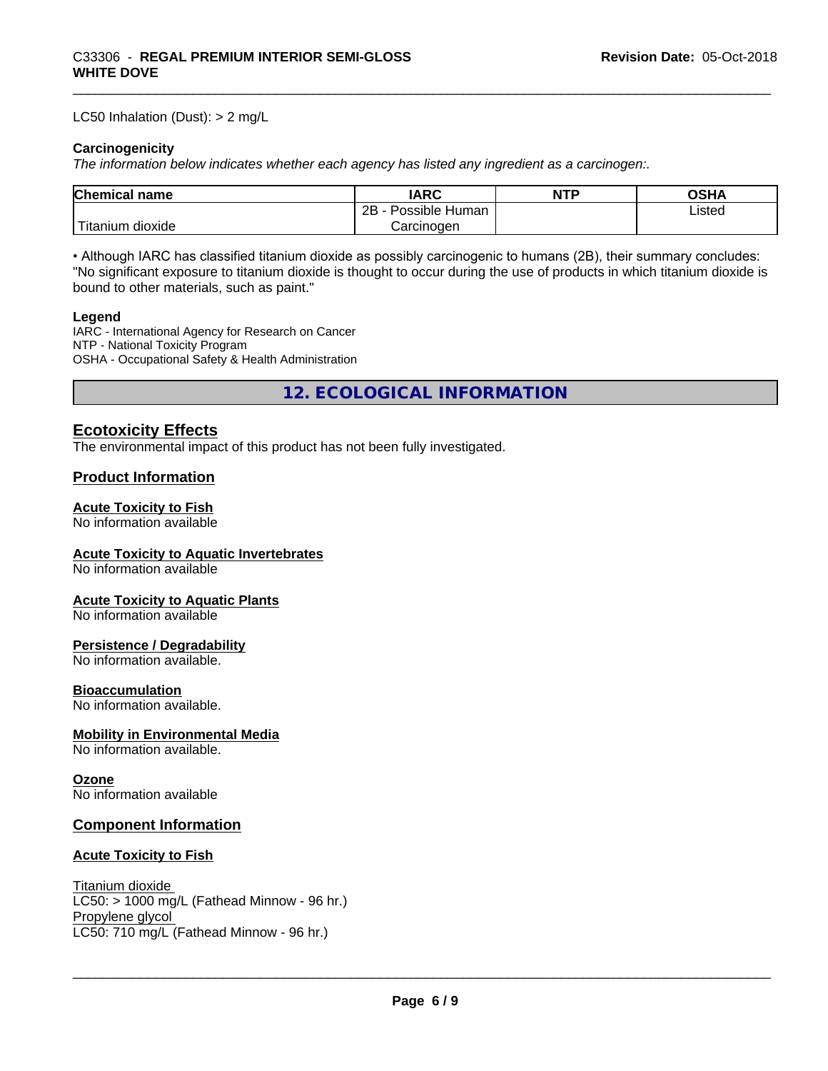LC50 Inhalation (Dust): > 2 mg/L

**Carcinogenicity**

*The information below indicates whether each agency has listed any ingredient as a carcinogen:.*

| Chemical name | IARC | NTP | OSHA |
|---|---|---|---|
| Titanium dioxide | 2B - Possible Human Carcinogen | | Listed |

• Although IARC has classified titanium dioxide as possibly carcinogenic to humans (2B), their summary concludes: "No significant exposure to titanium dioxide is thought to occur during the use of products in which titanium dioxide is bound to other materials, such as paint."

**Legend**

IARC - International Agency for Research on Cancer
NTP - National Toxicity Program
OSHA - Occupational Safety & Health Administration

## 12. ECOLOGICAL INFORMATION

### Ecotoxicity Effects

The environmental impact of this product has not been fully investigated.

### Product Information

**Acute Toxicity to Fish**
No information available

**Acute Toxicity to Aquatic Invertebrates**
No information available

**Acute Toxicity to Aquatic Plants**
No information available

**Persistence / Degradability**
No information available.

**Bioaccumulation**
No information available.

**Mobility in Environmental Media**
No information available.

**Ozone**
No information available

### Component Information

**Acute Toxicity to Fish**

Titanium dioxide
LC50: > 1000 mg/L (Fathead Minnow - 96 hr.)
Propylene glycol
LC50: 710 mg/L (Fathead Minnow - 96 hr.)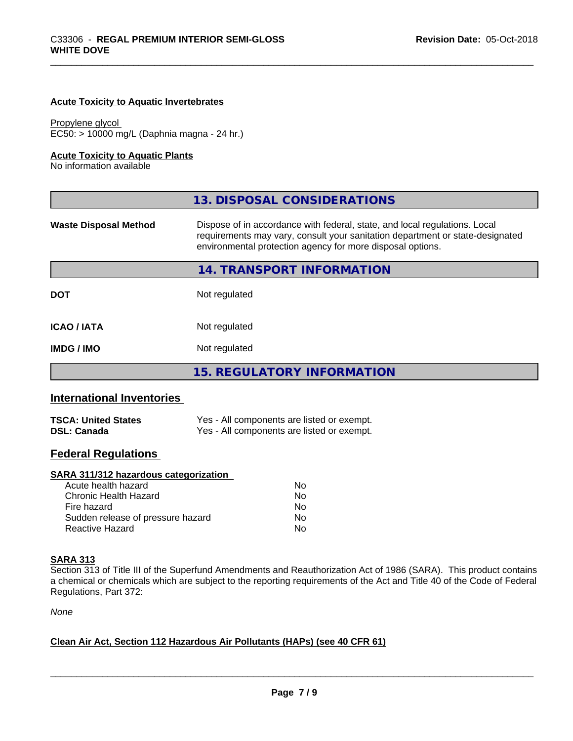**Acute Toxicity to Aquatic Invertebrates**

Propylene glycol
EC50: > 10000 mg/L (Daphnia magna - 24 hr.)

**Acute Toxicity to Aquatic Plants**
No information available

## 13. DISPOSAL CONSIDERATIONS

| | |
|---|---|
| **Waste Disposal Method** | Dispose of in accordance with federal, state, and local regulations. Local requirements may vary, consult your sanitation department or state-designated environmental protection agency for more disposal options. |

## 14. TRANSPORT INFORMATION

| | |
|---|---|
| **DOT** | Not regulated |
| **ICAO / IATA** | Not regulated |
| **IMDG / IMO** | Not regulated |

## 15. REGULATORY INFORMATION

### International Inventories

| | |
|---|---|
| **TSCA: United States** | Yes - All components are listed or exempt. |
| **DSL: Canada** | Yes - All components are listed or exempt. |

### Federal Regulations

**SARA 311/312 hazardous categorization**

| | |
|---|---|
| Acute health hazard | No |
| Chronic Health Hazard | No |
| Fire hazard | No |
| Sudden release of pressure hazard | No |
| Reactive Hazard | No |

**SARA 313**
Section 313 of Title III of the Superfund Amendments and Reauthorization Act of 1986 (SARA). This product contains a chemical or chemicals which are subject to the reporting requirements of the Act and Title 40 of the Code of Federal Regulations, Part 372:

*None*

**Clean Air Act, Section 112 Hazardous Air Pollutants (HAPs) (see 40 CFR 61)**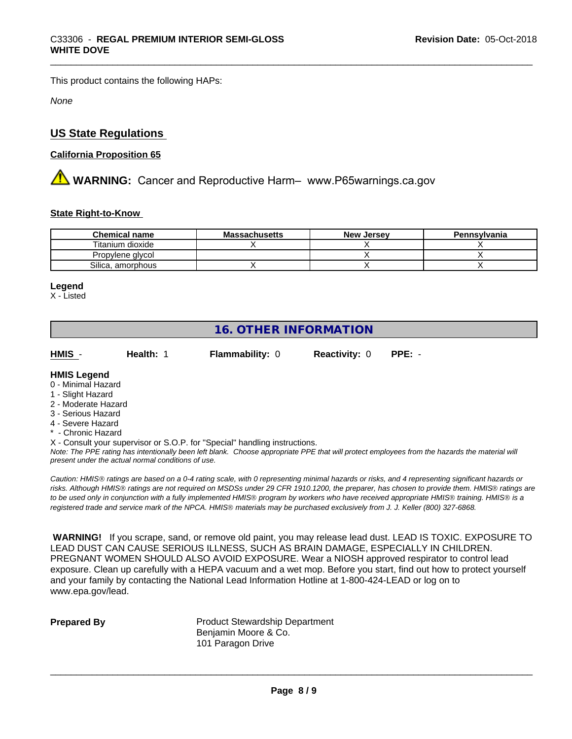This product contains the following HAPs:

*None*

## US State Regulations

### California Proposition 65

**WARNING:** Cancer and Reproductive Harm– www.P65warnings.ca.gov

### State Right-to-Know

| Chemical name | Massachusetts | New Jersey | Pennsylvania |
|---|---|---|---|
| Titanium dioxide | X | X | X |
| Propylene glycol | | X | X |
| Silica, amorphous | X | X | X |

**Legend**
X - Listed

## 16. OTHER INFORMATION

**HMIS** - **Health:** 1 **Flammability:** 0 **Reactivity:** 0 **PPE:** -

**HMIS Legend**
0 - Minimal Hazard
1 - Slight Hazard
2 - Moderate Hazard
3 - Serious Hazard
4 - Severe Hazard
* - Chronic Hazard
X - Consult your supervisor or S.O.P. for "Special" handling instructions.
*Note: The PPE rating has intentionally been left blank. Choose appropriate PPE that will protect employees from the hazards the material will present under the actual normal conditions of use.*

*Caution: HMIS® ratings are based on a 0-4 rating scale, with 0 representing minimal hazards or risks, and 4 representing significant hazards or risks. Although HMIS® ratings are not required on MSDSs under 29 CFR 1910.1200, the preparer, has chosen to provide them. HMIS® ratings are to be used only in conjunction with a fully implemented HMIS® program by workers who have received appropriate HMIS® training. HMIS® is a registered trade and service mark of the NPCA. HMIS® materials may be purchased exclusively from J. J. Keller (800) 327-6868.*

**WARNING!** If you scrape, sand, or remove old paint, you may release lead dust. LEAD IS TOXIC. EXPOSURE TO LEAD DUST CAN CAUSE SERIOUS ILLNESS, SUCH AS BRAIN DAMAGE, ESPECIALLY IN CHILDREN. PREGNANT WOMEN SHOULD ALSO AVOID EXPOSURE. Wear a NIOSH approved respirator to control lead exposure. Clean up carefully with a HEPA vacuum and a wet mop. Before you start, find out how to protect yourself and your family by contacting the National Lead Information Hotline at 1-800-424-LEAD or log on to www.epa.gov/lead.

**Prepared By** Product Stewardship Department
Benjamin Moore & Co.
101 Paragon Drive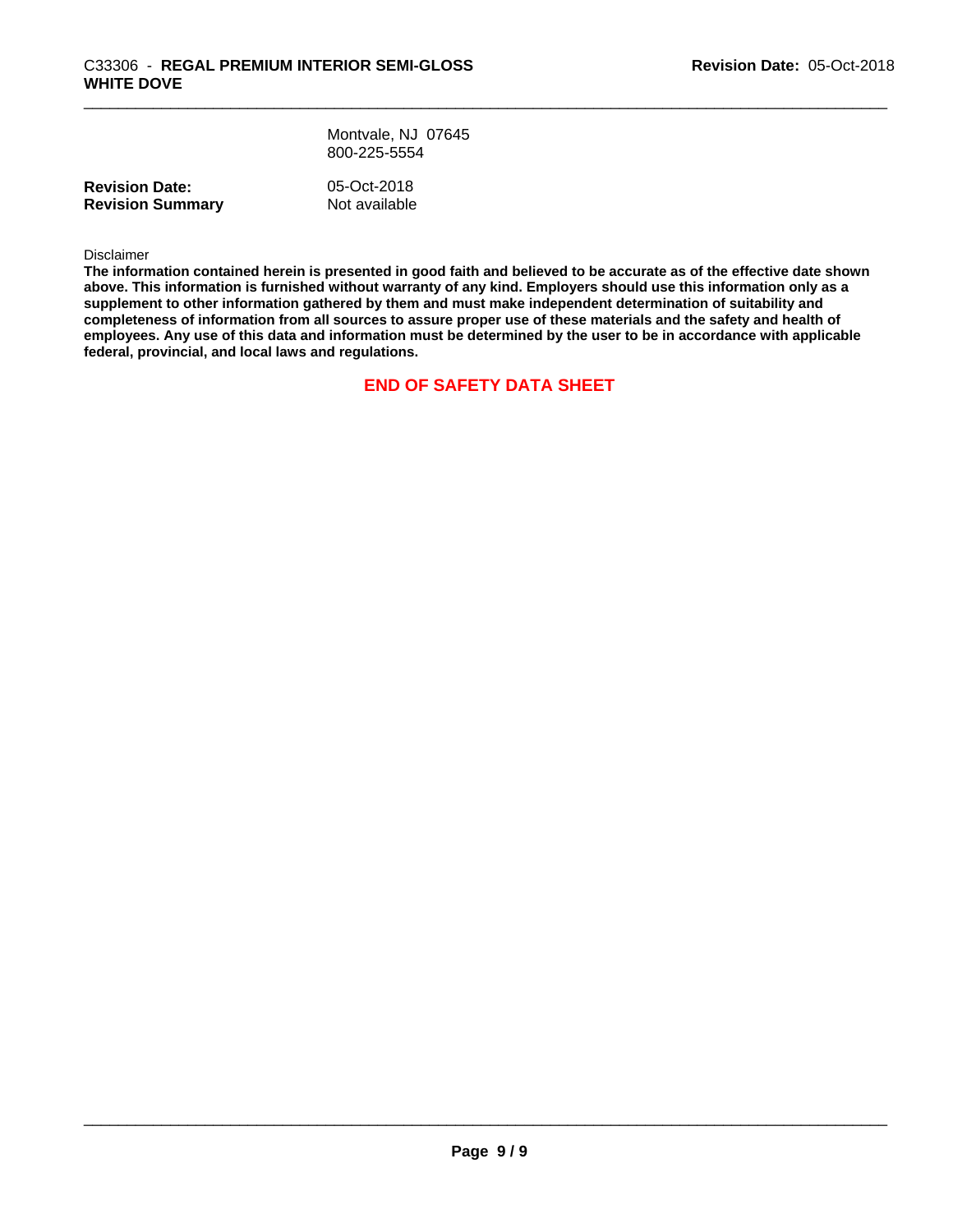Montvale, NJ 07645
800-225-5554

**Revision Date:** 05-Oct-2018
**Revision Summary** Not available

Disclaimer

**The information contained herein is presented in good faith and believed to be accurate as of the effective date shown above. This information is furnished without warranty of any kind. Employers should use this information only as a supplement to other information gathered by them and must make independent determination of suitability and completeness of information from all sources to assure proper use of these materials and the safety and health of employees. Any use of this data and information must be determined by the user to be in accordance with applicable federal, provincial, and local laws and regulations.**

**END OF SAFETY DATA SHEET**